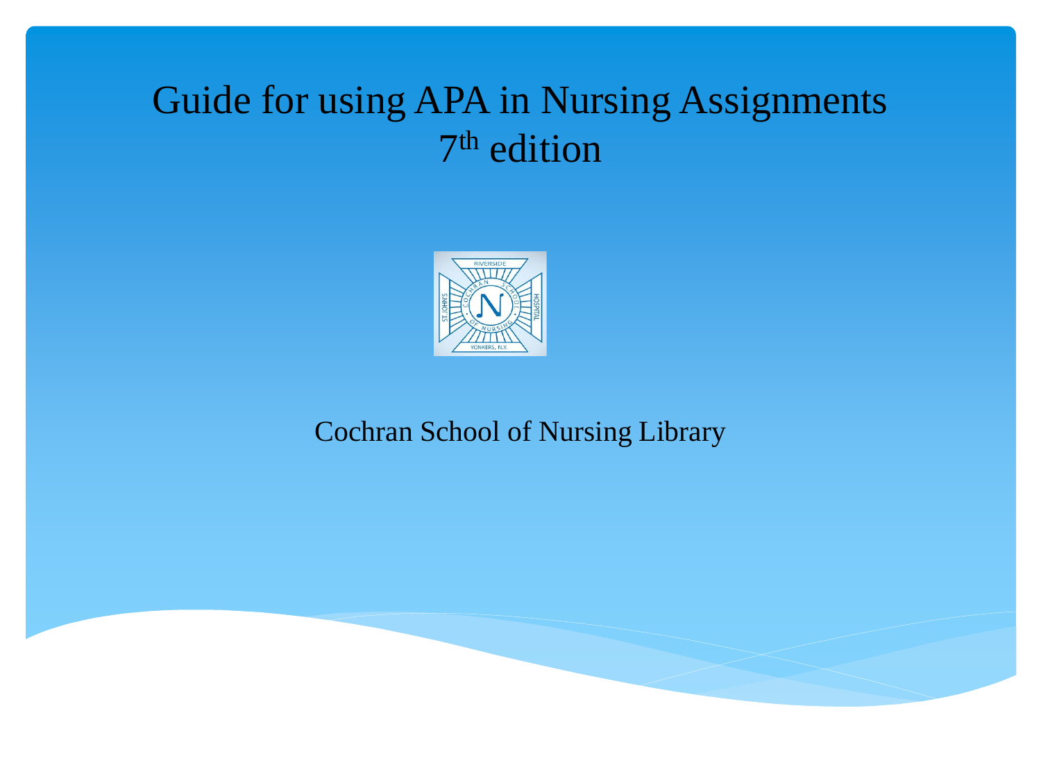# Guide for using APA in Nursing Assignments 7th edition

Cochran School of Nursing Library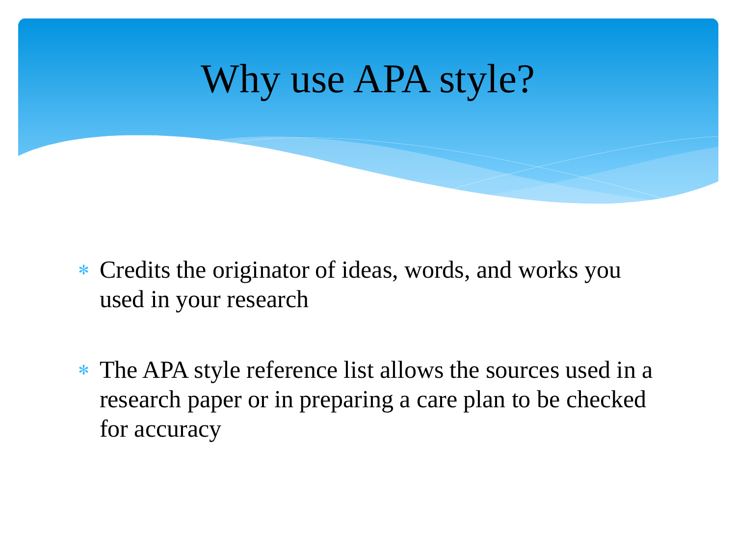# Why use APA style?

- Credits the originator of ideas, words, and works you used in your research

- The APA style reference list allows the sources used in a research paper or in preparing a care plan to be checked for accuracy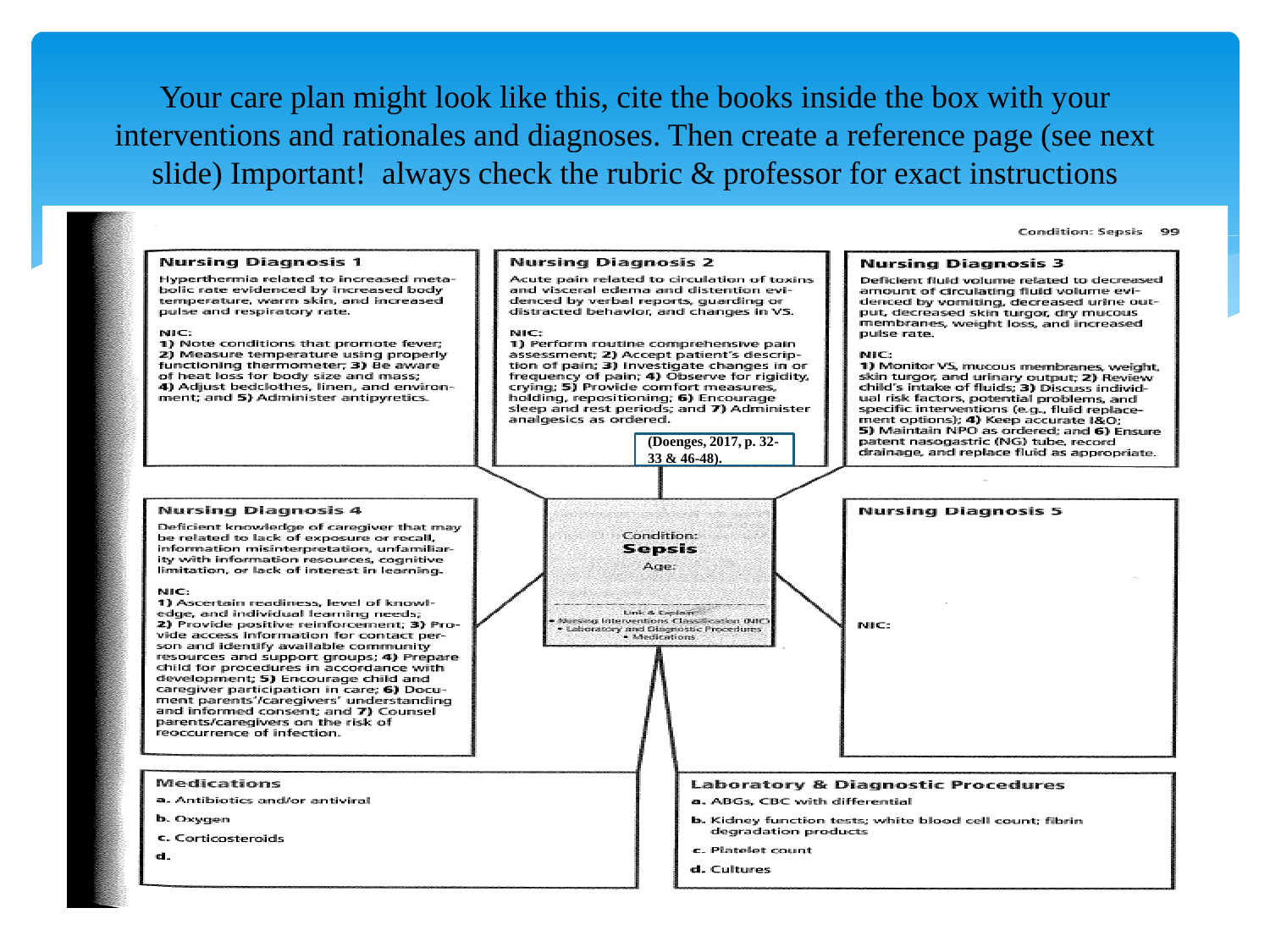Your care plan might look like this, cite the books inside the box with your interventions and rationales and diagnoses. Then create a reference page (see next slide) Important! always check the rubric & professor for exact instructions

Condition: Sepsis 99

**Nursing Diagnosis 1**

Hyperthermia related to increased metabolic rate evidenced by increased body temperature, warm skin, and increased pulse and respiratory rate.

NIC:
**1)** Note conditions that promote fever; **2)** Measure temperature using properly functioning thermometer; **3)** Be aware of heat loss for body size and mass; **4)** Adjust bedclothes, linen, and environment; and **5)** Administer antipyretics.

**Nursing Diagnosis 2**

Acute pain related to circulation of toxins and visceral edema and distention evidenced by verbal reports, guarding or distracted behavior, and changes in VS.

NIC:
**1)** Perform routine comprehensive pain assessment; **2)** Accept patient's description of pain; **3)** Investigate changes in or frequency of pain; **4)** Observe for rigidity, crying; **5)** Provide comfort measures, holding, repositioning; **6)** Encourage sleep and rest periods; and **7)** Administer analgesics as ordered.

(Doenges, 2017, p. 32-33 & 46-48).

**Nursing Diagnosis 3**

Deficient fluid volume related to decreased amount of circulating fluid volume evidenced by vomiting, decreased urine output, decreased skin turgor, dry mucous membranes, weight loss, and increased pulse rate.

NIC:
**1)** Monitor VS, mucous membranes, weight, skin turgor, and urinary output; **2)** Review child's intake of fluids; **3)** Discuss individual risk factors, potential problems, and specific interventions (e.g., fluid replacement options); **4)** Keep accurate I&O; **5)** Maintain NPO as ordered; and **6)** Ensure patent nasogastric (NG) tube, record drainage, and replace fluid as appropriate.

Condition:
**Sepsis**
Age:

Unit & Explain
- Nursing Interventions Classification (NIC)
- Laboratory and Diagnostic Procedures
- Medications

**Nursing Diagnosis 4**

Deficient knowledge of caregiver that may be related to lack of exposure or recall, information misinterpretation, unfamiliarity with information resources, cognitive limitation, or lack of interest in learning.

NIC:
**1)** Ascertain readiness, level of knowledge, and individual learning needs; **2)** Provide positive reinforcement; **3)** Provide access information for contact person and identify available community resources and support groups; **4)** Prepare child for procedures in accordance with development; **5)** Encourage child and caregiver participation in care; **6)** Document parents'/caregivers' understanding and informed consent; and **7)** Counsel parents/caregivers on the risk of reoccurrence of infection.

**Nursing Diagnosis 5**

NIC:

**Medications**

**a.** Antibiotics and/or antiviral

**b.** Oxygen

**c.** Corticosteroids

**d.**

**Laboratory & Diagnostic Procedures**

**a.** ABGs, CBC with differential

**b.** Kidney function tests; white blood cell count; fibrin degradation products

**c.** Platelet count

**d.** Cultures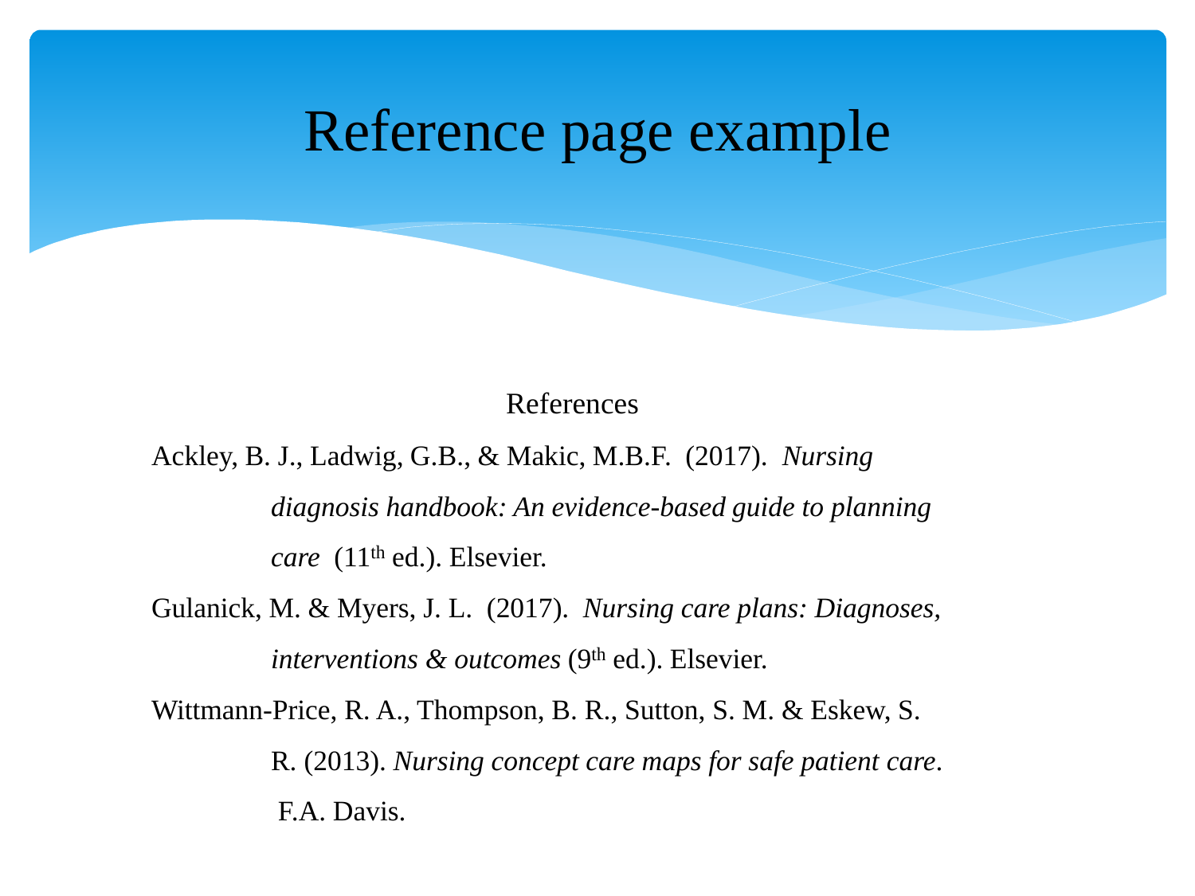# Reference page example

References

Ackley, B. J., Ladwig, G.B., & Makic, M.B.F. (2017). *Nursing diagnosis handbook: An evidence-based guide to planning care* (11th ed.). Elsevier.

Gulanick, M. & Myers, J. L. (2017). *Nursing care plans: Diagnoses, interventions & outcomes* (9th ed.). Elsevier.

Wittmann-Price, R. A., Thompson, B. R., Sutton, S. M. & Eskew, S. R. (2013). *Nursing concept care maps for safe patient care*. F.A. Davis.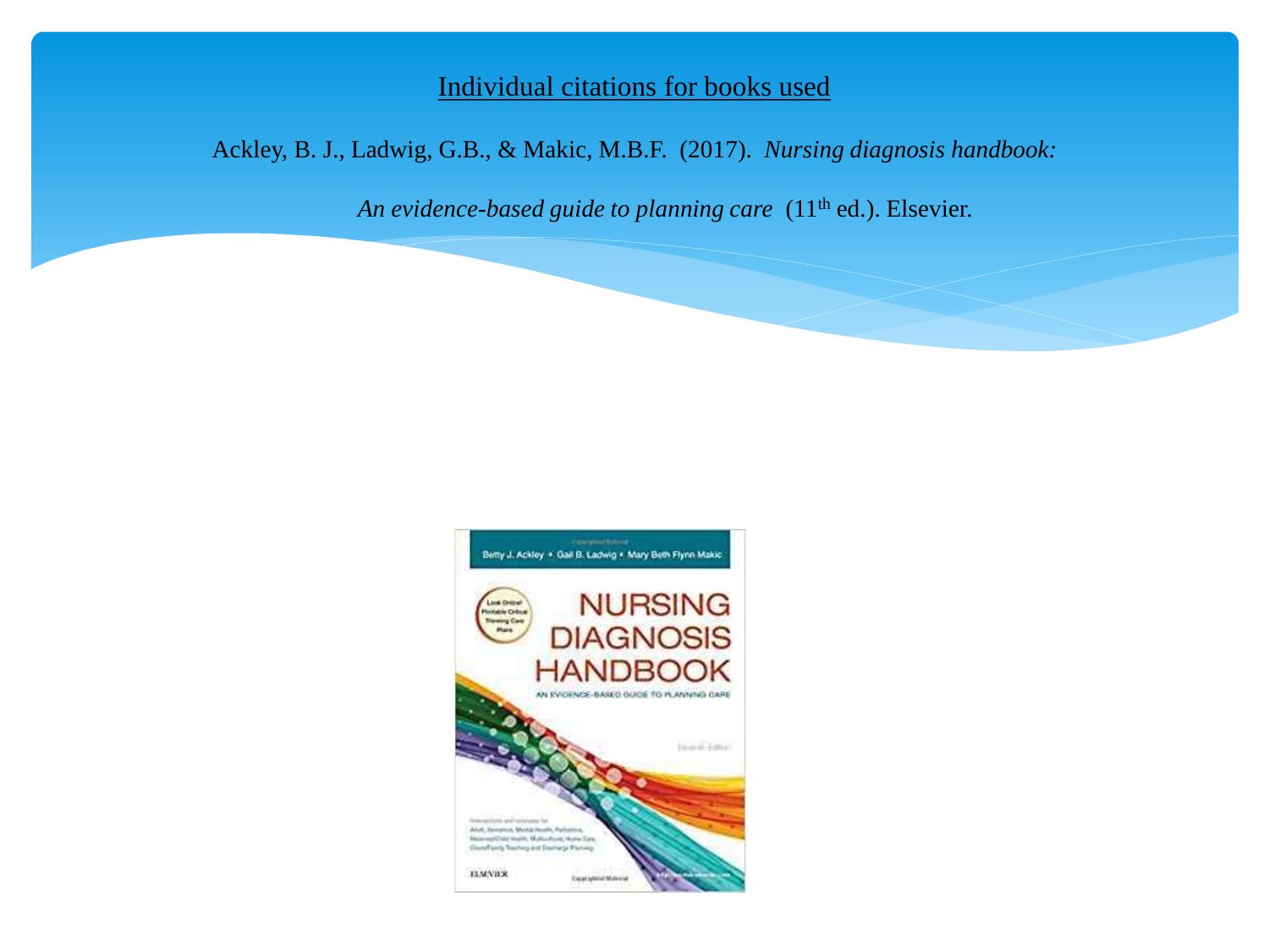Individual citations for books used

Ackley, B. J., Ladwig, G.B., & Makic, M.B.F. (2017). *Nursing diagnosis handbook: An evidence-based guide to planning care* (11th ed.). Elsevier.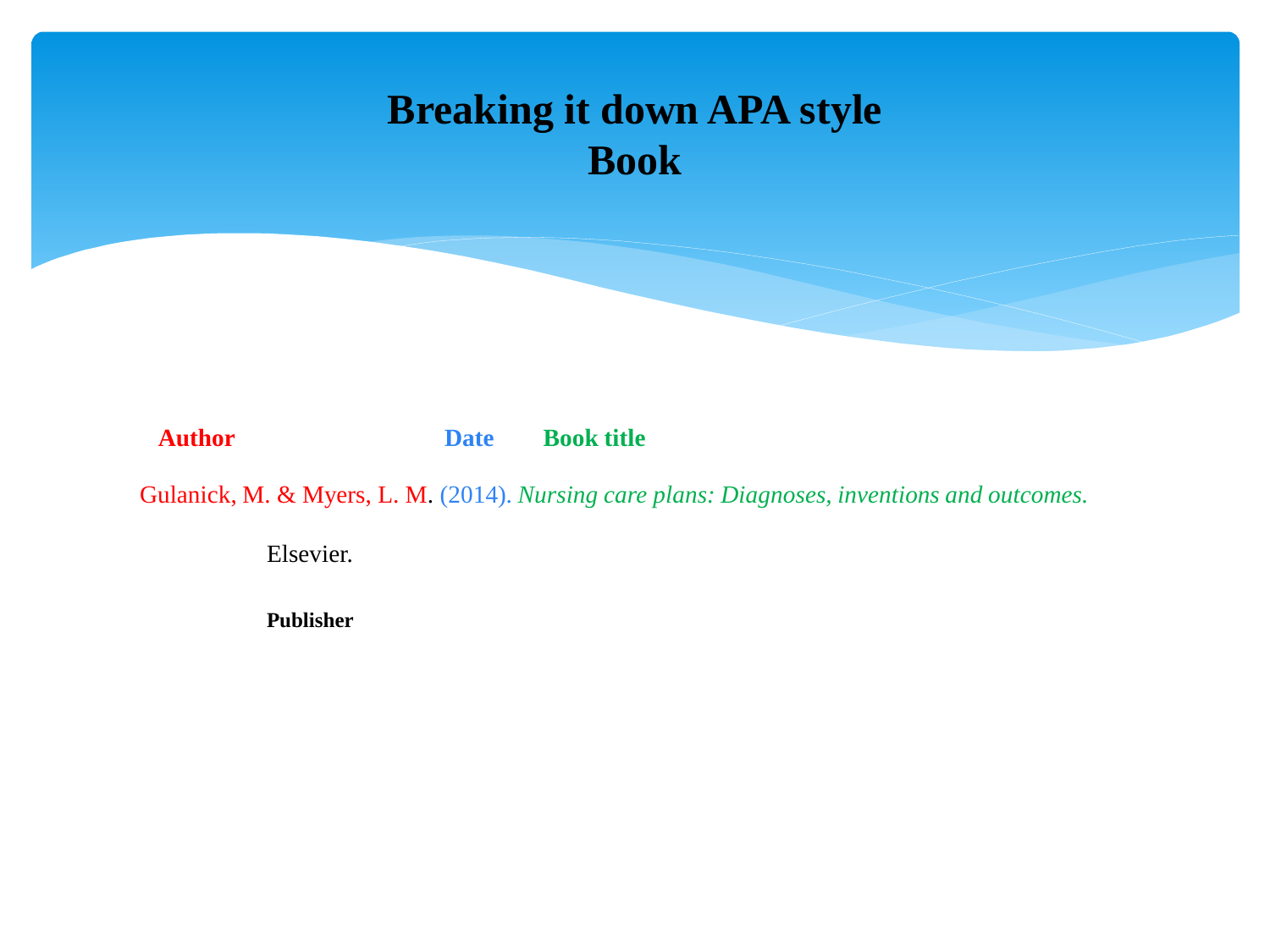# Breaking it down APA style
# Book

**Author** **Date** **Book title**

Gulanick, M. & Myers, L. M. (2014). *Nursing care plans: Diagnoses, inventions and outcomes.*

Elsevier.

**Publisher**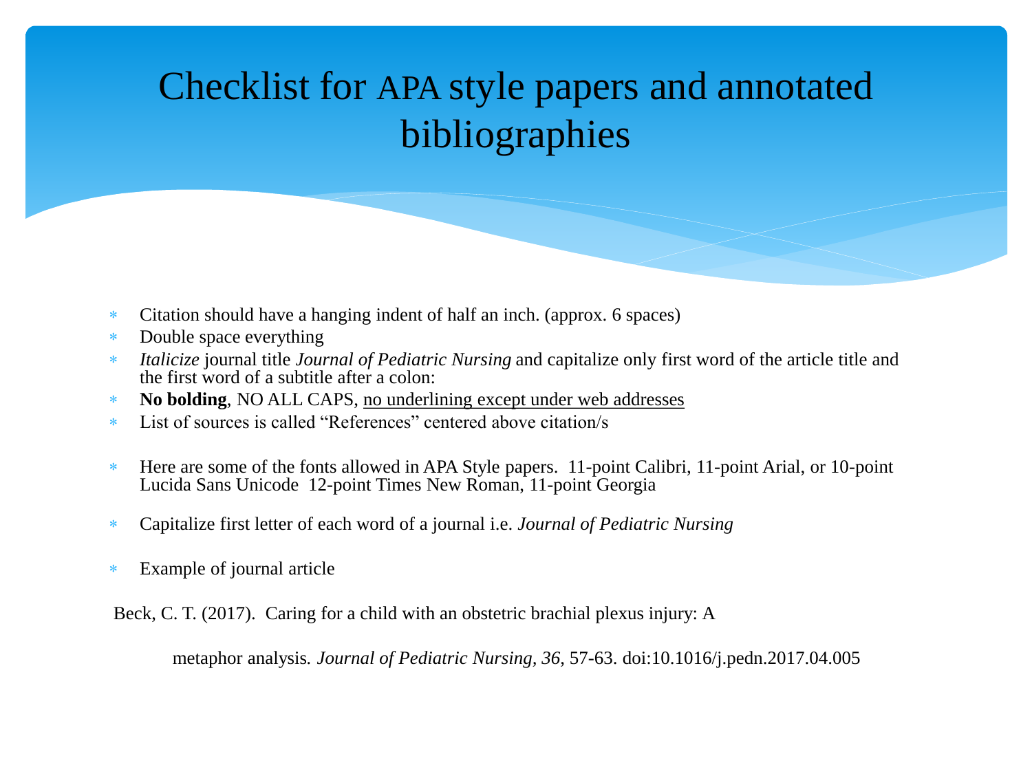# Checklist for APA style papers and annotated bibliographies

- Citation should have a hanging indent of half an inch. (approx. 6 spaces)
- Double space everything
- *Italicize* journal title *Journal of Pediatric Nursing* and capitalize only first word of the article title and the first word of a subtitle after a colon:
- **No bolding**, NO ALL CAPS, <u>no underlining except under web addresses</u>
- List of sources is called "References" centered above citation/s
- Here are some of the fonts allowed in APA Style papers. 11-point Calibri, 11-point Arial, or 10-point Lucida Sans Unicode 12-point Times New Roman, 11-point Georgia
- Capitalize first letter of each word of a journal i.e. *Journal of Pediatric Nursing*
- Example of journal article

Beck, C. T. (2017). Caring for a child with an obstetric brachial plexus injury: A

metaphor analysis. *Journal of Pediatric Nursing*, *36*, 57-63. doi:10.1016/j.pedn.2017.04.005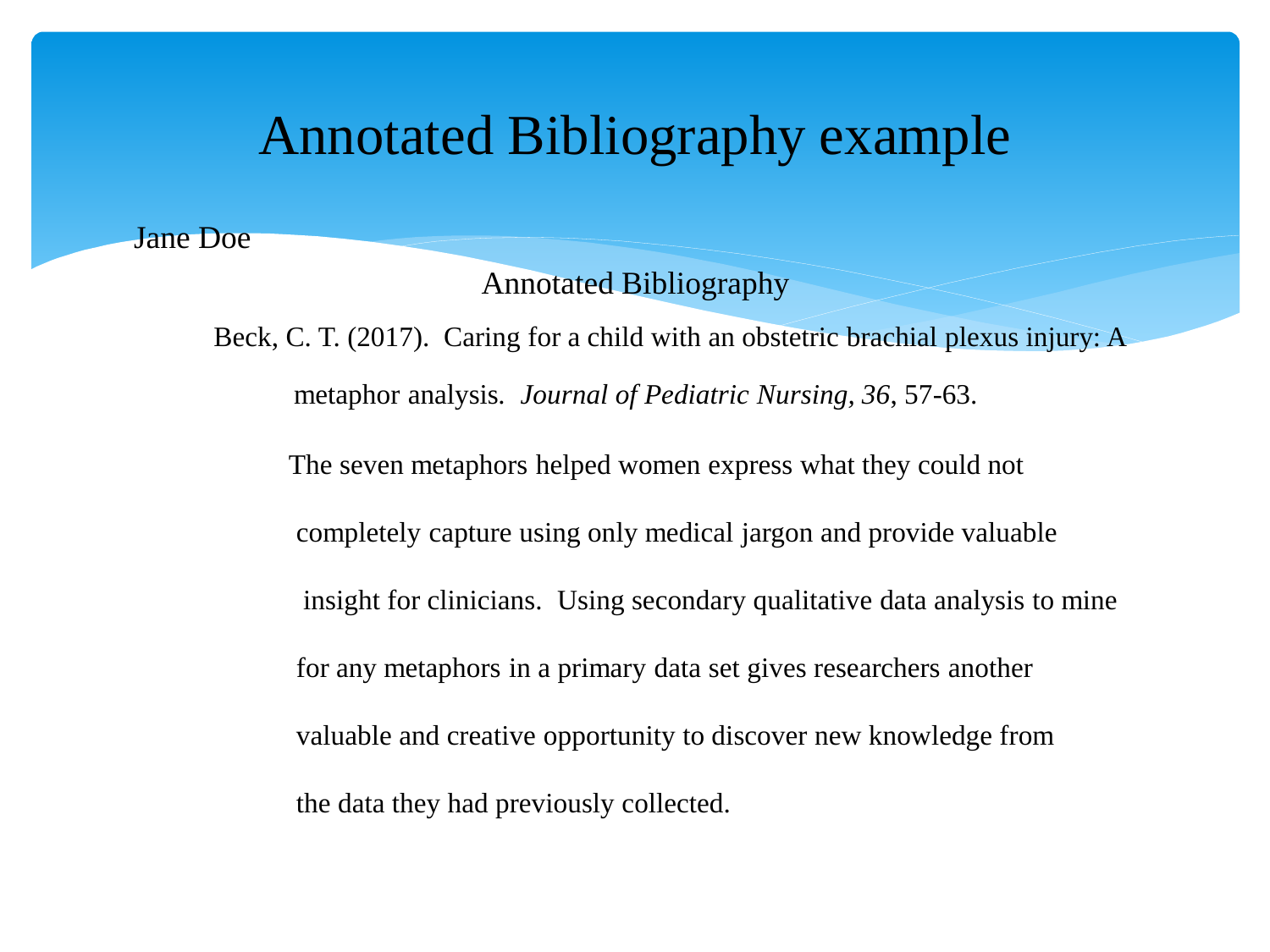# Annotated Bibliography example

Jane Doe

Annotated Bibliography

Beck, C. T. (2017). Caring for a child with an obstetric brachial plexus injury: A metaphor analysis. *Journal of Pediatric Nursing, 36*, 57-63.

The seven metaphors helped women express what they could not completely capture using only medical jargon and provide valuable insight for clinicians. Using secondary qualitative data analysis to mine for any metaphors in a primary data set gives researchers another valuable and creative opportunity to discover new knowledge from the data they had previously collected.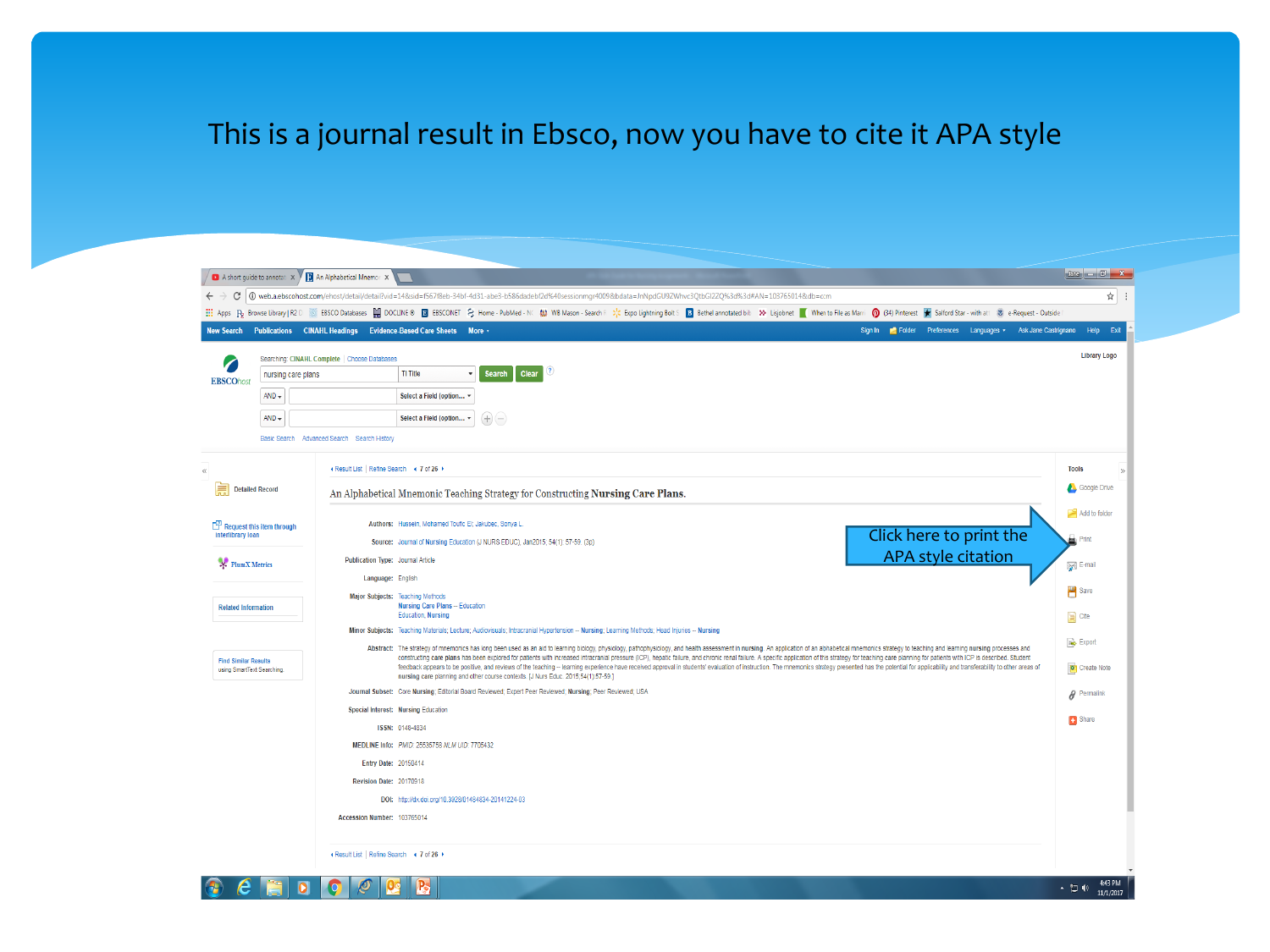# This is a journal result in Ebsco, now you have to cite it APA style

Click here to print the APA style citation

An Alphabetical Mnemonic Teaching Strategy for Constructing Nursing Care Plans.

Authors: Hussein, Mohamed Toufic El; Jakubec, Sonya L.

Source: Journal of Nursing Education (J NURS EDUC), Jan2015; 54(1): 57-59. (3p)

Publication Type: Journal Article

Language: English

Major Subjects: Teaching Methods; Nursing Care Plans -- Education; Education, Nursing

Minor Subjects: Teaching Materials; Lecture; Audiovisuals; Intracranial Hypertension -- Nursing; Learning Methods; Head Injuries -- Nursing

Abstract: The strategy of mnemonics has long been used as an aid to learning biology, physiology, pathophysiology, and health assessment in nursing. An application of an alphabetical mnemonics strategy to teaching and learning nursing processes and constructing care plans has been explored for patients with increased intracranial pressure (ICP), hepatic failure, and chronic renal failure. A specific application of this strategy for teaching care planning for patients with ICP is described. Student feedback appears to be positive, and reviews of the teaching -- learning experience have received approval in students' evaluation of instruction. The mnemonics strategy presented has the potential for applicability and transferability to other areas of nursing care planning and other course contexts. [J Nurs Educ. 2015;54(1):57-59.]

Journal Subset: Core Nursing; Editorial Board Reviewed; Expert Peer Reviewed; Nursing; Peer Reviewed; USA

Special Interest: Nursing Education

ISSN: 0148-4834

MEDLINE Info: PMID: 25535758 NLM UID: 7705432

Entry Date: 20150414

Revision Date: 20170918

DOI: http://dx.doi.org/10.3928/01484834-20141224-03

Accession Number: 103765014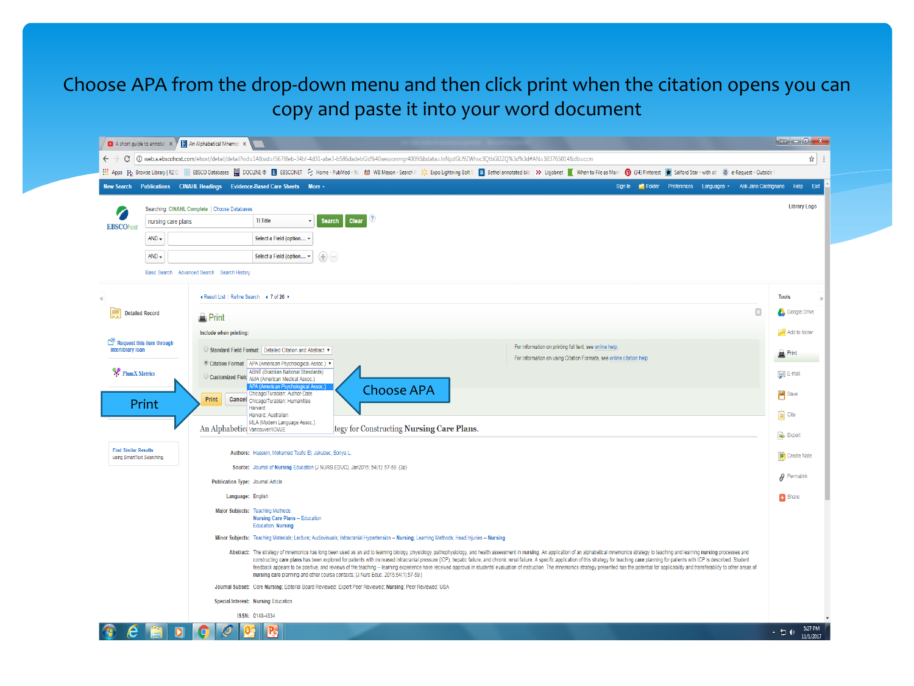# Choose APA from the drop-down menu and then click print when the citation opens you can copy and paste it into your word document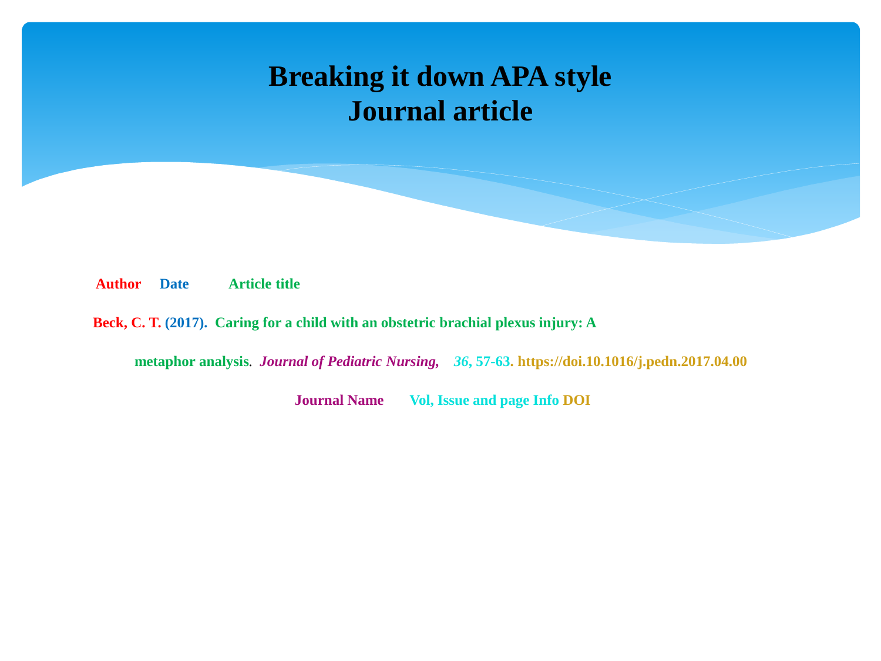# Breaking it down APA style
# Journal article

**Author** **Date** **Article title**

**Beck, C. T. (2017). Caring for a child with an obstetric brachial plexus injury: A metaphor analysis**. ***Journal of Pediatric Nursing,*** ***36*****, 57-63. https://doi.10.1016/j.pedn.2017.04.00**

**Journal Name** **Vol, Issue and page Info** **DOI**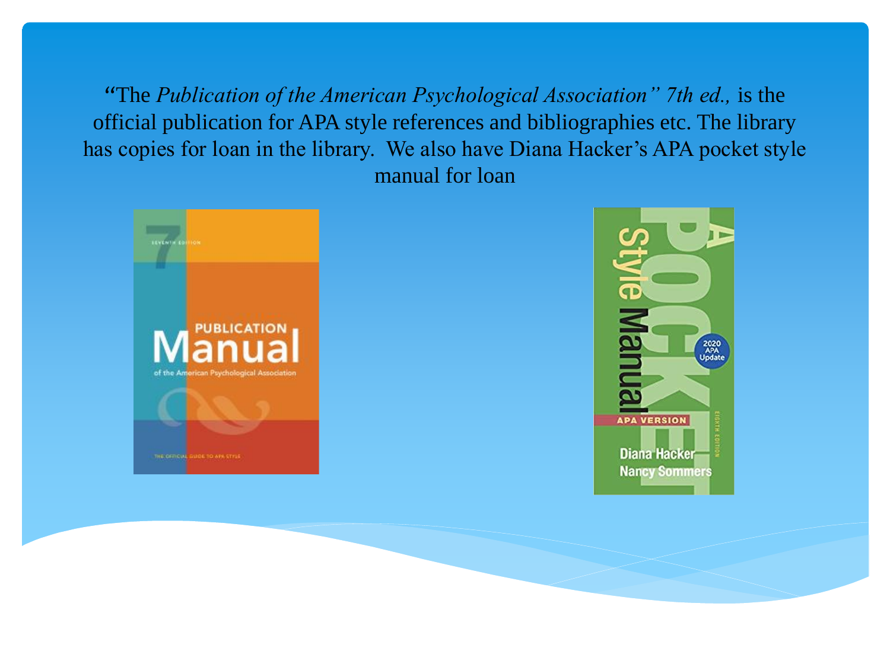"The *Publication of the American Psychological Association" 7th ed.,* is the official publication for APA style references and bibliographies etc. The library has copies for loan in the library. We also have Diana Hacker's APA pocket style manual for loan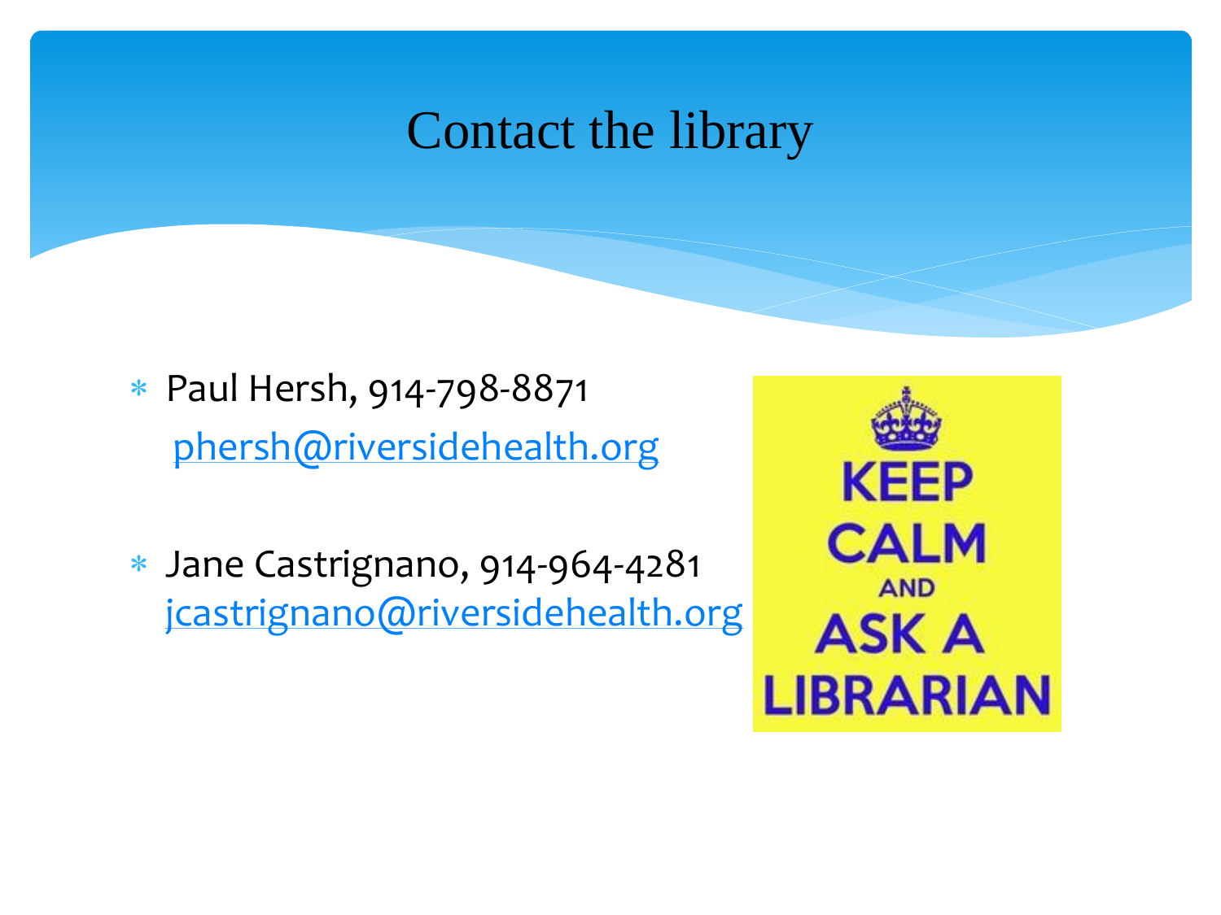# Contact the library

- Paul Hersh, 914-798-8871
  phersh@riversidehealth.org

- Jane Castrignano, 914-964-4281
  jcastrignano@riversidehealth.org